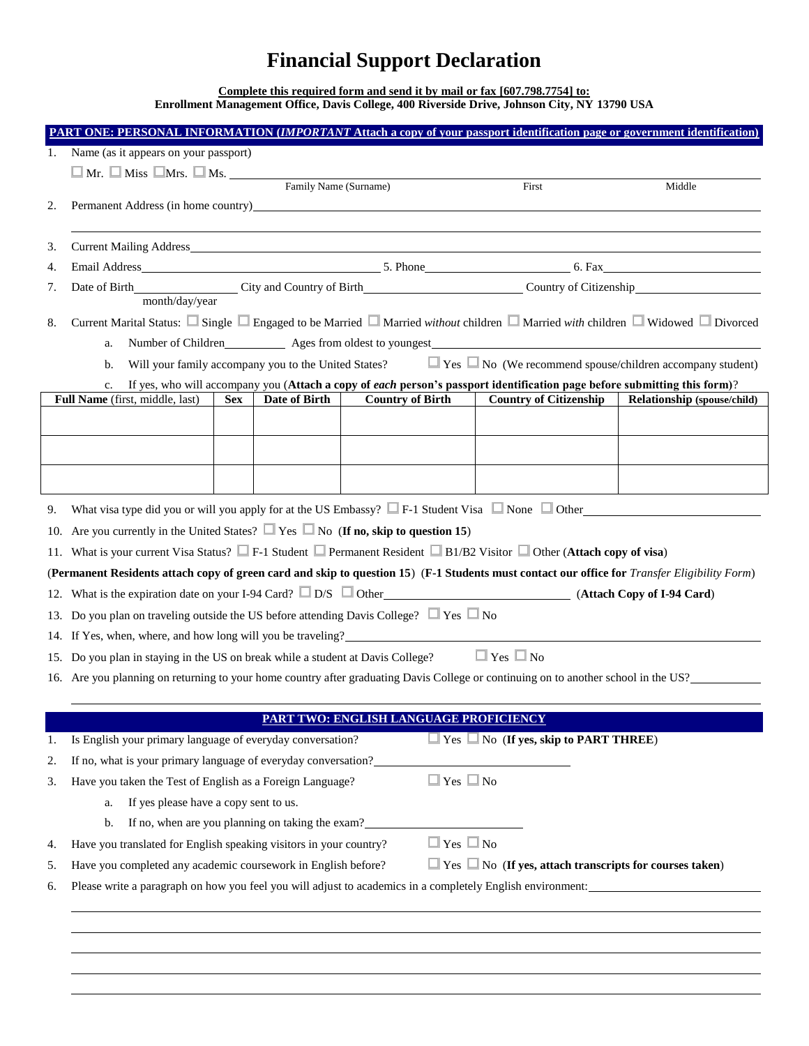# Financial Support Declaration

**Complete this required form and send it by mail or fax [607.798.7754] to:**
**Enrollment Management Office, Davis College, 400 Riverside Drive, Johnson City, NY 13790 USA**

## PART ONE: PERSONAL INFORMATION (*IMPORTANT* Attach a copy of your passport identification page or government identification)

1. Name (as it appears on your passport)

   ☐ Mr. ☐ Miss ☐ Mrs. ☐ Ms. ______________________________________________

   Family Name (Surname) First Middle

2. Permanent Address (in home country) ______________________________________________

3. Current Mailing Address ______________________________________________

4. Email Address ____________________ 5. Phone ____________________ 6. Fax ____________________

7. Date of Birth ____________ (month/day/year) City and Country of Birth ____________________ Country of Citizenship ____________________

8. Current Marital Status: ☐ Single ☐ Engaged to be Married ☐ Married *without* children ☐ Married *with* children ☐ Widowed ☐ Divorced

   a. Number of Children __________ Ages from oldest to youngest ______________________________

   b. Will your family accompany you to the United States? ☐ Yes ☐ No (We recommend spouse/children accompany student)

   c. If yes, who will accompany you (**Attach a copy of *each* person's passport identification page before submitting this form**)?

| **Full Name** (first, middle, last) | **Sex** | **Date of Birth** | **Country of Birth** | **Country of Citizenship** | **Relationship** (spouse/child) |
|---|---|---|---|---|---|
| | | | | | |
| | | | | | |
| | | | | | |

9. What visa type did you or will you apply for at the US Embassy? ☐ F-1 Student Visa ☐ None ☐ Other ____________________

10. Are you currently in the United States? ☐ Yes ☐ No (**If no, skip to question 15**)

11. What is your current Visa Status? ☐ F-1 Student ☐ Permanent Resident ☐ B1/B2 Visitor ☐ Other (**Attach copy of visa**)

(**Permanent Residents attach copy of green card and skip to question 15**) (**F-1 Students must contact our office for** *Transfer Eligibility Form*)

12. What is the expiration date on your I-94 Card? ☐ D/S ☐ Other ____________________ (**Attach Copy of I-94 Card**)

13. Do you plan on traveling outside the US before attending Davis College? ☐ Yes ☐ No

14. If Yes, when, where, and how long will you be traveling? ______________________________

15. Do you plan in staying in the US on break while a student at Davis College? ☐ Yes ☐ No

16. Are you planning on returning to your home country after graduating Davis College or continuing on to another school in the US? ____________

## PART TWO: ENGLISH LANGUAGE PROFICIENCY

1. Is English your primary language of everyday conversation? ☐ Yes ☐ No (**If yes, skip to PART THREE**)

2. If no, what is your primary language of everyday conversation? ____________________

3. Have you taken the Test of English as a Foreign Language? ☐ Yes ☐ No

   a. If yes please have a copy sent to us.

   b. If no, when are you planning on taking the exam? ____________________

4. Have you translated for English speaking visitors in your country? ☐ Yes ☐ No

5. Have you completed any academic coursework in English before? ☐ Yes ☐ No (**If yes, attach transcripts for courses taken**)

6. Please write a paragraph on how you feel you will adjust to academics in a completely English environment: ______________________________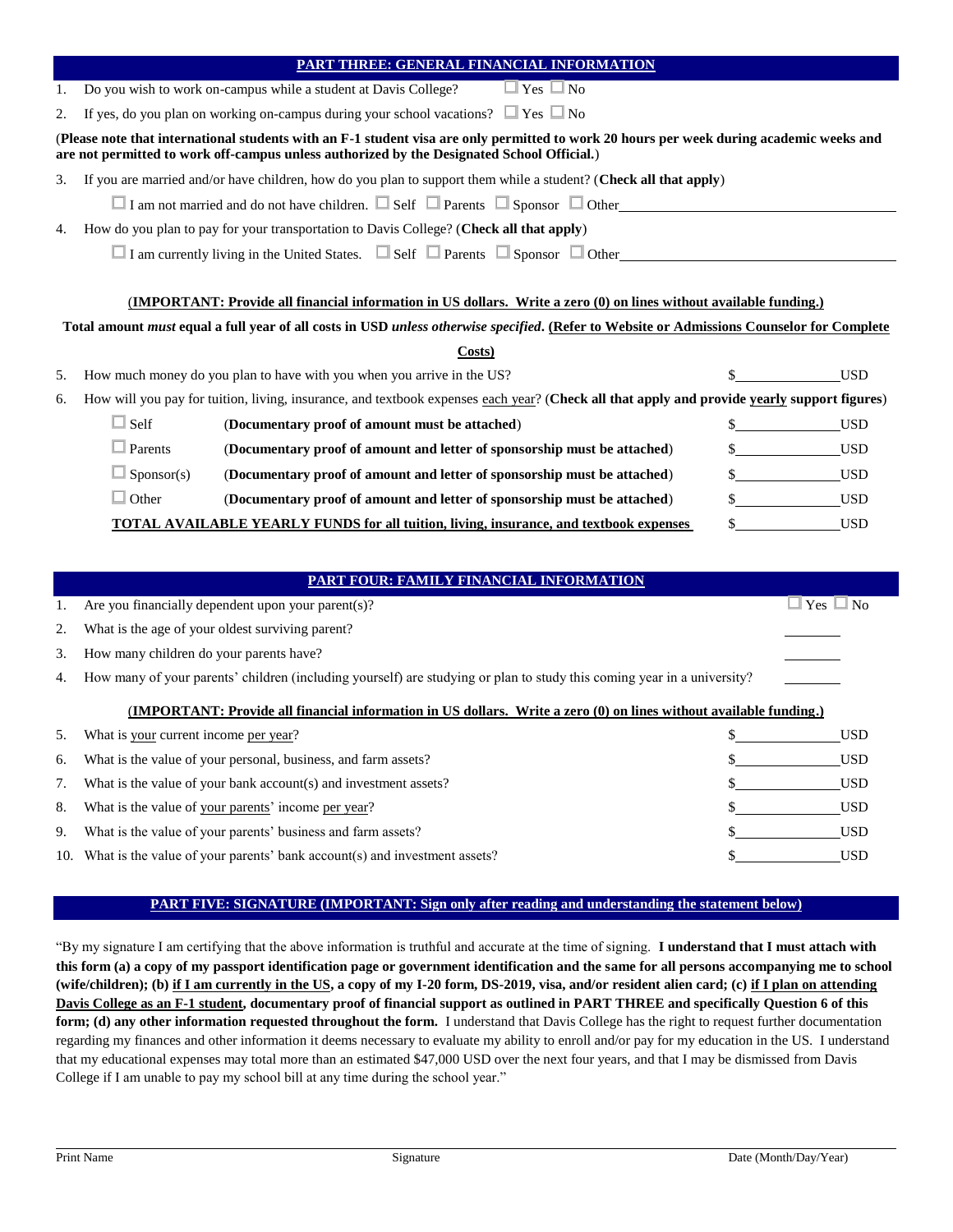## PART THREE: GENERAL FINANCIAL INFORMATION

1. Do you wish to work on-campus while a student at Davis College? ☐ Yes ☐ No
2. If yes, do you plan on working on-campus during your school vacations? ☐ Yes ☐ No

(**Please note that international students with an F-1 student visa are only permitted to work 20 hours per week during academic weeks and are not permitted to work off-campus unless authorized by the Designated School Official.**)

3. If you are married and/or have children, how do you plan to support them while a student? (**Check all that apply**)

   ☐ I am not married and do not have children. ☐ Self ☐ Parents ☐ Sponsor ☐ Other\_\_\_\_\_\_\_\_\_\_\_\_\_\_\_\_\_\_\_\_

4. How do you plan to pay for your transportation to Davis College? (**Check all that apply**)

   ☐ I am currently living in the United States. ☐ Self ☐ Parents ☐ Sponsor ☐ Other\_\_\_\_\_\_\_\_\_\_\_\_\_\_\_\_\_\_\_\_

(**IMPORTANT: Provide all financial information in US dollars. Write a zero (0) on lines without available funding.**)

**Total amount *must* equal a full year of all costs in USD *unless otherwise specified*. (Refer to Website or Admissions Counselor for Complete Costs)**

5. How much money do you plan to have with you when you arrive in the US? $\_\_\_\_\_\_\_\_\_\_ USD
6. How will you pay for tuition, living, insurance, and textbook expenses each year? (**Check all that apply and provide yearly support figures**)

| | | |
|---|---|---|
| ☐ Self | (**Documentary proof of amount must be attached**) | $\_\_\_\_\_\_\_\_\_\_ USD |
| ☐ Parents | (**Documentary proof of amount and letter of sponsorship must be attached**) | $\_\_\_\_\_\_\_\_\_\_ USD |
| ☐ Sponsor(s) | (**Documentary proof of amount and letter of sponsorship must be attached**) | $\_\_\_\_\_\_\_\_\_\_ USD |
| ☐ Other | (**Documentary proof of amount and letter of sponsorship must be attached**) | $\_\_\_\_\_\_\_\_\_\_ USD |
| **TOTAL AVAILABLE YEARLY FUNDS for all tuition, living, insurance, and textbook expenses** | | $\_\_\_\_\_\_\_\_\_\_ USD |

## PART FOUR: FAMILY FINANCIAL INFORMATION

1. Are you financially dependent upon your parent(s)? ☐ Yes ☐ No
2. What is the age of your oldest surviving parent? \_\_\_\_\_\_
3. How many children do your parents have? \_\_\_\_\_\_
4. How many of your parents' children (including yourself) are studying or plan to study this coming year in a university? \_\_\_\_\_\_

(**IMPORTANT: Provide all financial information in US dollars. Write a zero (0) on lines without available funding.**)

5. What is your current income per year? $\_\_\_\_\_\_\_\_\_\_ USD
6. What is the value of your personal, business, and farm assets? $\_\_\_\_\_\_\_\_\_\_ USD
7. What is the value of your bank account(s) and investment assets? $\_\_\_\_\_\_\_\_\_\_ USD
8. What is the value of your parents' income per year? $\_\_\_\_\_\_\_\_\_\_ USD
9. What is the value of your parents' business and farm assets? $\_\_\_\_\_\_\_\_\_\_ USD
10. What is the value of your parents' bank account(s) and investment assets? $\_\_\_\_\_\_\_\_\_\_ USD

## PART FIVE: SIGNATURE (IMPORTANT: Sign only after reading and understanding the statement below)

"By my signature I am certifying that the above information is truthful and accurate at the time of signing. **I understand that I must attach with this form (a) a copy of my passport identification page or government identification and the same for all persons accompanying me to school (wife/children); (b) if I am currently in the US, a copy of my I-20 form, DS-2019, visa, and/or resident alien card; (c) if I plan on attending Davis College as an F-1 student, documentary proof of financial support as outlined in PART THREE and specifically Question 6 of this form; (d) any other information requested throughout the form.** I understand that Davis College has the right to request further documentation regarding my finances and other information it deems necessary to evaluate my ability to enroll and/or pay for my education in the US. I understand that my educational expenses may total more than an estimated $47,000 USD over the next four years, and that I may be dismissed from Davis College if I am unable to pay my school bill at any time during the school year."

Print Name \_\_\_\_\_\_\_\_\_\_ Signature \_\_\_\_\_\_\_\_\_\_ Date (Month/Day/Year) \_\_\_\_\_\_\_\_\_\_